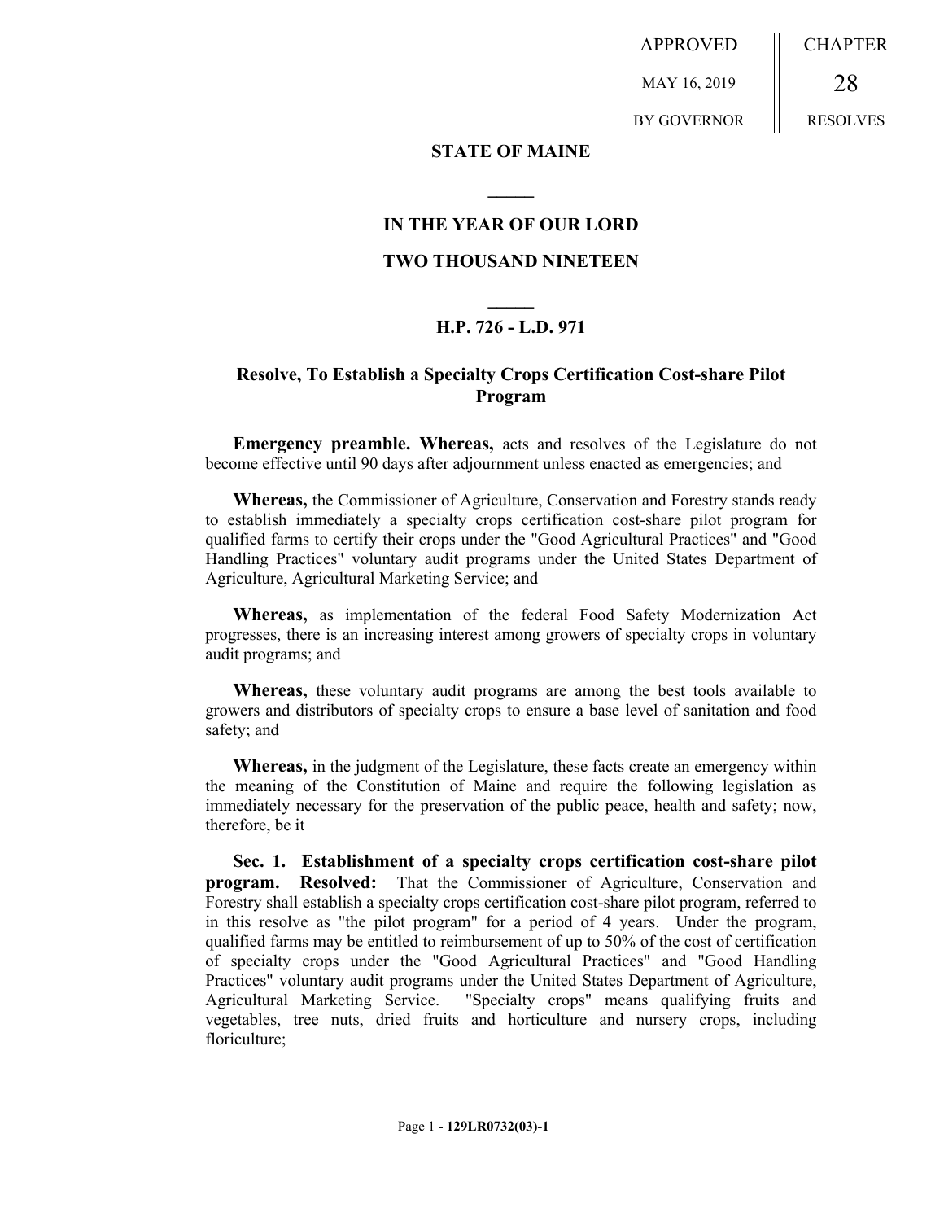APPROVED | CHAPTER
MAY 16, 2019 | 28
BY GOVERNOR | RESOLVES

# STATE OF MAINE

**IN THE YEAR OF OUR LORD**

**TWO THOUSAND NINETEEN**

**H.P. 726 - L.D. 971**

## Resolve, To Establish a Specialty Crops Certification Cost-share Pilot Program

**Emergency preamble. Whereas,** acts and resolves of the Legislature do not become effective until 90 days after adjournment unless enacted as emergencies; and

**Whereas,** the Commissioner of Agriculture, Conservation and Forestry stands ready to establish immediately a specialty crops certification cost-share pilot program for qualified farms to certify their crops under the "Good Agricultural Practices" and "Good Handling Practices" voluntary audit programs under the United States Department of Agriculture, Agricultural Marketing Service; and

**Whereas,** as implementation of the federal Food Safety Modernization Act progresses, there is an increasing interest among growers of specialty crops in voluntary audit programs; and

**Whereas,** these voluntary audit programs are among the best tools available to growers and distributors of specialty crops to ensure a base level of sanitation and food safety; and

**Whereas,** in the judgment of the Legislature, these facts create an emergency within the meaning of the Constitution of Maine and require the following legislation as immediately necessary for the preservation of the public peace, health and safety; now, therefore, be it

**Sec. 1. Establishment of a specialty crops certification cost-share pilot program. Resolved:** That the Commissioner of Agriculture, Conservation and Forestry shall establish a specialty crops certification cost-share pilot program, referred to in this resolve as "the pilot program" for a period of 4 years. Under the program, qualified farms may be entitled to reimbursement of up to 50% of the cost of certification of specialty crops under the "Good Agricultural Practices" and "Good Handling Practices" voluntary audit programs under the United States Department of Agriculture, Agricultural Marketing Service. "Specialty crops" means qualifying fruits and vegetables, tree nuts, dried fruits and horticulture and nursery crops, including floriculture;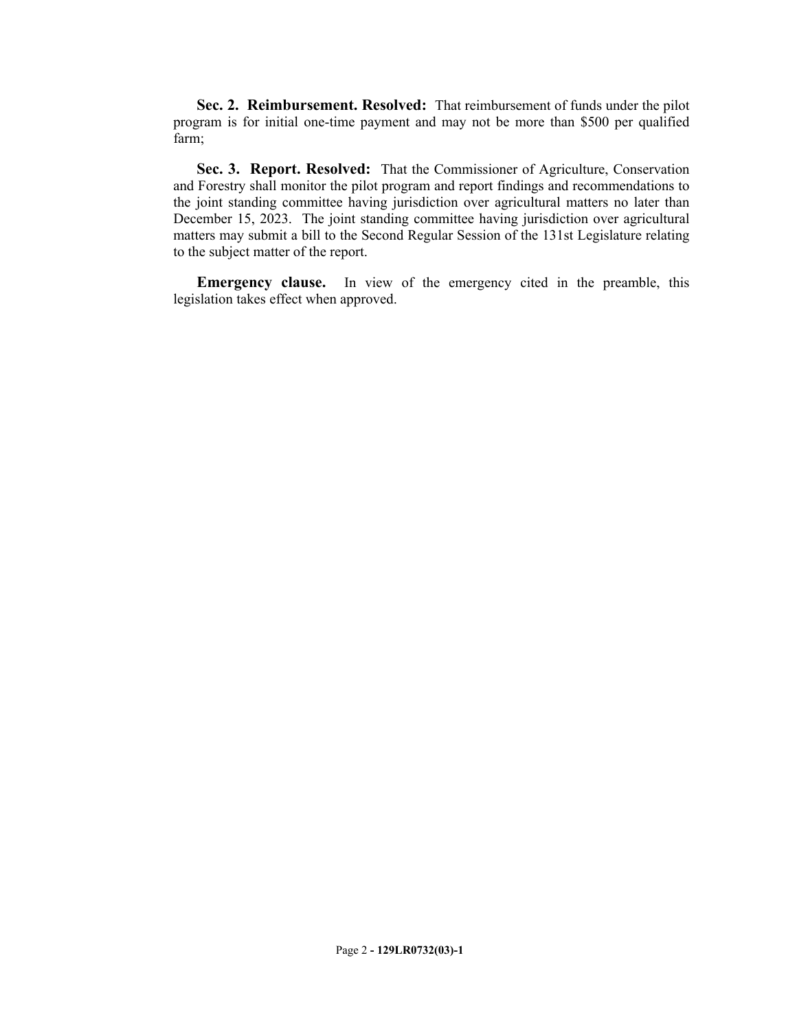**Sec. 2. Reimbursement. Resolved:** That reimbursement of funds under the pilot program is for initial one-time payment and may not be more than $500 per qualified farm;

**Sec. 3. Report. Resolved:** That the Commissioner of Agriculture, Conservation and Forestry shall monitor the pilot program and report findings and recommendations to the joint standing committee having jurisdiction over agricultural matters no later than December 15, 2023. The joint standing committee having jurisdiction over agricultural matters may submit a bill to the Second Regular Session of the 131st Legislature relating to the subject matter of the report.

**Emergency clause.** In view of the emergency cited in the preamble, this legislation takes effect when approved.